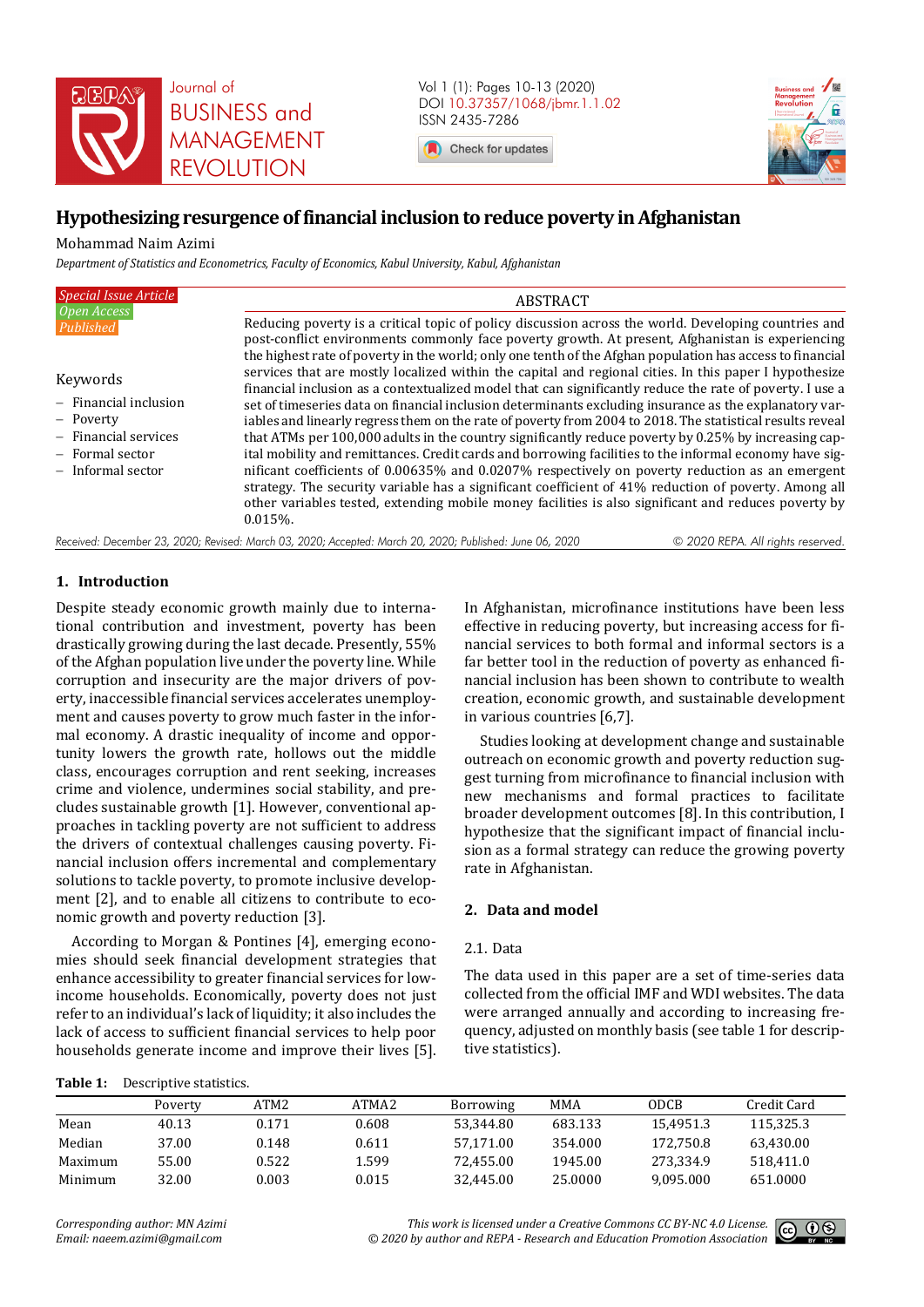Journal of BUSINESS and MANAGEMENT REVOLUTION

Vol 1 (1): Pages 10-13 (2020)
DOI 10.37357/1068/jbmr.1.1.02
ISSN 2435-7286

# Hypothesizing resurgence of financial inclusion to reduce poverty in Afghanistan

Mohammad Naim Azimi

*Department of Statistics and Econometrics, Faculty of Economics, Kabul University, Kabul, Afghanistan*

*Special Issue Article*
*Open Access*
*Published*

**Keywords**

- Financial inclusion
- Poverty
- Financial services
- Formal sector
- Informal sector

## ABSTRACT

Reducing poverty is a critical topic of policy discussion across the world. Developing countries and post-conflict environments commonly face poverty growth. At present, Afghanistan is experiencing the highest rate of poverty in the world; only one tenth of the Afghan population has access to financial services that are mostly localized within the capital and regional cities. In this paper I hypothesize financial inclusion as a contextualized model that can significantly reduce the rate of poverty. I use a set of timeseries data on financial inclusion determinants excluding insurance as the explanatory variables and linearly regress them on the rate of poverty from 2004 to 2018. The statistical results reveal that ATMs per 100,000 adults in the country significantly reduce poverty by 0.25% by increasing capital mobility and remittances. Credit cards and borrowing facilities to the informal economy have significant coefficients of 0.00635% and 0.0207% respectively on poverty reduction as an emergent strategy. The security variable has a significant coefficient of 41% reduction of poverty. Among all other variables tested, extending mobile money facilities is also significant and reduces poverty by 0.015%.

*Received: December 23, 2020; Revised: March 03, 2020; Accepted: March 20, 2020; Published: June 06, 2020*

© 2020 REPA. All rights reserved.

## 1. Introduction

Despite steady economic growth mainly due to international contribution and investment, poverty has been drastically growing during the last decade. Presently, 55% of the Afghan population live under the poverty line. While corruption and insecurity are the major drivers of poverty, inaccessible financial services accelerates unemployment and causes poverty to grow much faster in the informal economy. A drastic inequality of income and opportunity lowers the growth rate, hollows out the middle class, encourages corruption and rent seeking, increases crime and violence, undermines social stability, and precludes sustainable growth [1]. However, conventional approaches in tackling poverty are not sufficient to address the drivers of contextual challenges causing poverty. Financial inclusion offers incremental and complementary solutions to tackle poverty, to promote inclusive development [2], and to enable all citizens to contribute to economic growth and poverty reduction [3].

According to Morgan & Pontines [4], emerging economies should seek financial development strategies that enhance accessibility to greater financial services for low-income households. Economically, poverty does not just refer to an individual's lack of liquidity; it also includes the lack of access to sufficient financial services to help poor households generate income and improve their lives [5].

In Afghanistan, microfinance institutions have been less effective in reducing poverty, but increasing access for financial services to both formal and informal sectors is a far better tool in the reduction of poverty as enhanced financial inclusion has been shown to contribute to wealth creation, economic growth, and sustainable development in various countries [6,7].

Studies looking at development change and sustainable outreach on economic growth and poverty reduction suggest turning from microfinance to financial inclusion with new mechanisms and formal practices to facilitate broader development outcomes [8]. In this contribution, I hypothesize that the significant impact of financial inclusion as a formal strategy can reduce the growing poverty rate in Afghanistan.

## 2. Data and model

### 2.1. Data

The data used in this paper are a set of time-series data collected from the official IMF and WDI websites. The data were arranged annually and according to increasing frequency, adjusted on monthly basis (see table 1 for descriptive statistics).

**Table 1:** Descriptive statistics.

| | Poverty | ATM2 | ATMA2 | Borrowing | MMA | ODCB | Credit Card |
|---|---|---|---|---|---|---|---|
| Mean | 40.13 | 0.171 | 0.608 | 53,344.80 | 683.133 | 15,4951.3 | 115,325.3 |
| Median | 37.00 | 0.148 | 0.611 | 57,171.00 | 354.000 | 172,750.8 | 63,430.00 |
| Maximum | 55.00 | 0.522 | 1.599 | 72,455.00 | 1945.00 | 273,334.9 | 518,411.0 |
| Minimum | 32.00 | 0.003 | 0.015 | 32,445.00 | 25.0000 | 9,095.000 | 651.0000 |

*Corresponding author: MN Azimi*
*Email: naeem.azimi@gmail.com*

*This work is licensed under a Creative Commons CC BY-NC 4.0 License.*
*© 2020 by author and REPA - Research and Education Promotion Association*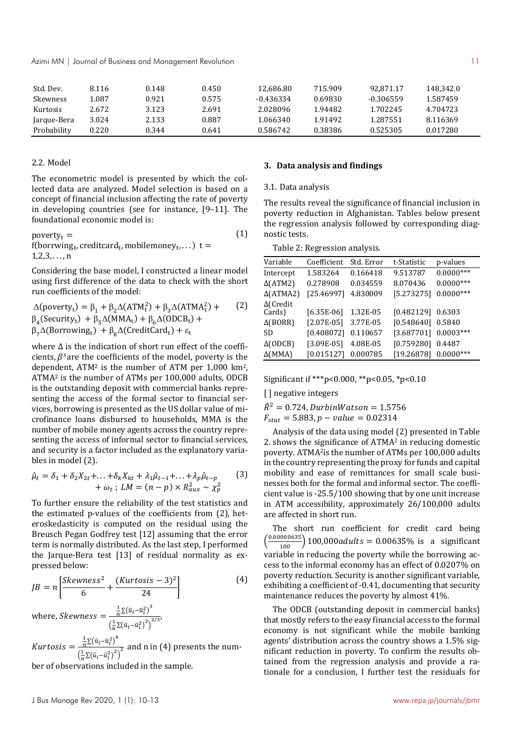| Std. Dev. | 8.116 | 0.148 | 0.450 | 12,686.80 | 715.909 | 92,871.17 | 148,342.0 |
|---|---|---|---|---|---|---|---|
| Skewness | 1.087 | 0.921 | 0.575 | -0.436334 | 0.69830 | -0.306559 | 1.587459 |
| Kurtosis | 2.672 | 3.123 | 2.691 | 2.028096 | 1.94482 | 1.702245 | 4.704723 |
| Jarque-Bera | 3.024 | 2.133 | 0.887 | 1.066340 | 1.91492 | 1.287551 | 8.116369 |
| Probability | 0.220 | 0.344 | 0.641 | 0.586742 | 0.38386 | 0.525305 | 0.017280 |

### 2.2. Model

The econometric model is presented by which the collected data are analyzed. Model selection is based on a concept of financial inclusion affecting the rate of poverty in developing countries (see for instance, [9–11]. The foundational economic model is:

$$\text{poverty}_t = f(\text{borrwing}_t, \text{creditcard}_t, \text{mobilemoney}_t, \ldots) \quad t = 1,2,3,\ldots,n \tag{1}$$

Considering the base model, I constructed a linear model using first difference of the data to check with the short run coefficients of the model:

$$\Delta(\text{poverty}_t) = \beta_1 + \beta_2\Delta(\text{ATM}_t^2) + \beta_3\Delta(\text{ATMA}_t^2) + \beta_4(\text{Security}_t) + \beta_5\Delta(\text{MMA}_t) + \beta_6\Delta(\text{ODCB}_t) + \beta_7\Delta(\text{Borrowing}_t) + \beta_8\Delta(\text{CreditCard}_t) + \varepsilon_t \tag{2}$$

where $\Delta$ is the indication of short run effect of the coefficients, $\beta^s$ are the coefficients of the model, poverty is the dependent, ATM$^2$ is the number of ATM per 1,000 km$^2$, ATMA$^2$ is the number of ATMs per 100,000 adults, ODCB is the outstanding deposit with commercial banks representing the access of the formal sector to financial services, borrowing is presented as the US dollar value of microfinance loans disbursed to households, MMA is the number of mobile money agents across the country representing the access of informal sector to financial services, and security is a factor included as the explanatory variables in model (2).

$$\hat{\mu}_t = \delta_1 + \delta_2 X_{2t} + \ldots + \delta_k X_{kt} + \lambda_1\hat{\mu}_{t-1} + \ldots + \lambda_p\hat{\mu}_{t-p} + \omega_t \,;\; LM = (n-p) \times R_{aux}^2 \sim \chi_p^2 \tag{3}$$

To further ensure the reliability of the test statistics and the estimated p-values of the coefficients from (2), heteroskedasticity is computed on the residual using the Breusch Pegan Godfrey test [12] assuming that the error term is normally distributed. As the last step, I performed the Jarque-Bera test [13] of residual normality as expressed below:

$$JB = n\left[\frac{Skewness^2}{6} + \frac{(Kurtosis - 3)^2}{24}\right] \tag{4}$$

where, $Skewness = \frac{\frac{1}{n}\sum(\hat{u}_i - \hat{u}_i^2)^3}{\left(\frac{1}{n}\sum(\hat{u}_i - \hat{u}_i^2)^2\right)^{2/3}}$, $Kurtosis = \frac{\frac{1}{n}\sum(\hat{u}_i - \hat{u}_i^2)^4}{\left(\frac{1}{n}\sum(\hat{u}_i - \hat{u}_i^2)^2\right)^2}$ and n in (4) presents the number of observations included in the sample.

## 3. Data analysis and findings

### 3.1. Data analysis

The results reveal the significance of financial inclusion in poverty reduction in Afghanistan. Tables below present the regression analysis followed by corresponding diagnostic tests.

Table 2: Regression analysis.

| Variable | Coefficient | Std. Error | t-Statistic | p-values |
|---|---|---|---|---|
| Intercept | 1.583264 | 0.166418 | 9.513787 | 0.0000*** |
| Δ(ATM2) | 0.278908 | 0.034559 | 8.070436 | 0.0000*** |
| Δ(ATMA2) | [25.46997] | 4.830009 | [5.273275] | 0.0000*** |
| Δ(Credit Cards) | [6.35E-06] | 1.32E-05 | [0.482129] | 0.6303 |
| Δ(BORR) | [2.07E-05] | 3.77E-05 | [0.548640] | 0.5840 |
| SD | [0.408072] | 0.110657 | [3.687701] | 0.0003*** |
| Δ(ODCB) | [3.09E-05] | 4.08E-05 | [0.759280] | 0.4487 |
| Δ(MMA) | [0.015127] | 0.000785 | [19.26878] | 0.0000*** |

Significant if ***p<0.000, **p<0.05, *p<0.10

[ ] negative integers

$\bar{R}^2 = 0.724, DurbinWatson = 1.5756$

$F_{stat} = 5.883, p - value = 0.02314$

Analysis of the data using model (2) presented in Table 2. shows the significance of ATMA$^2$ in reducing domestic poverty. ATMA$^2$ is the number of ATMs per 100,000 adults in the country representing the proxy for funds and capital mobility and ease of remittances for small scale businesses both for the formal and informal sector. The coefficient value is -25.5/100 showing that by one unit increase in ATM accessibility, approximately 26/100,000 adults are affected in short run.

The short run coefficient for credit card being $\left(\frac{0.00000635}{100}\right)100{,}000adults = 0.00635\%$ is a significant variable in reducing the poverty while the borrowing access to the informal economy has an effect of 0.0207% on poverty reduction. Security is another significant variable, exhibiting a coefficient of -0.41, documenting that security maintenance reduces the poverty by almost 41%.

The ODCB (outstanding deposit in commercial banks) that mostly refers to the easy financial access to the formal economy is not significant while the mobile banking agents' distribution across the country shows a 1.5% significant reduction in poverty. To confirm the results obtained from the regression analysis and provide a rationale for a conclusion, I further test the residuals for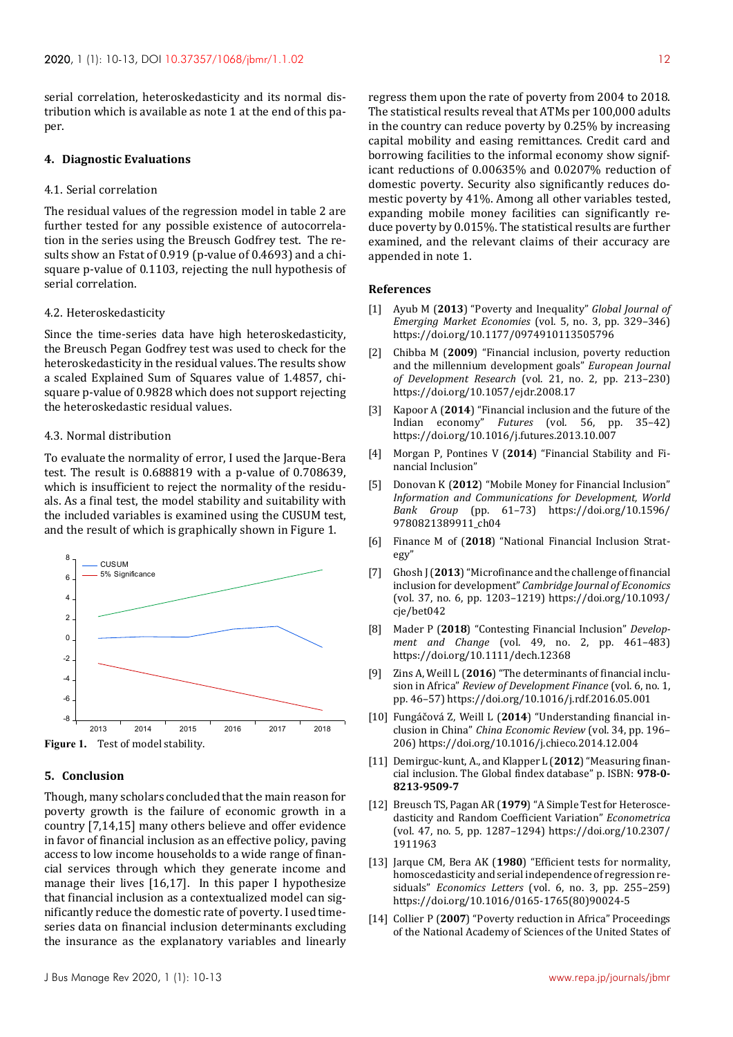serial correlation, heteroskedasticity and its normal distribution which is available as note 1 at the end of this paper.

## 4. Diagnostic Evaluations

### 4.1. Serial correlation

The residual values of the regression model in table 2 are further tested for any possible existence of autocorrelation in the series using the Breusch Godfrey test. The results show an Fstat of 0.919 (p-value of 0.4693) and a chi-square p-value of 0.1103, rejecting the null hypothesis of serial correlation.

### 4.2. Heteroskedasticity

Since the time-series data have high heteroskedasticity, the Breusch Pegan Godfrey test was used to check for the heteroskedasticity in the residual values. The results show a scaled Explained Sum of Squares value of 1.4857, chi-square p-value of 0.9828 which does not support rejecting the heteroskedastic residual values.

### 4.3. Normal distribution

To evaluate the normality of error, I used the Jarque-Bera test. The result is 0.688819 with a p-value of 0.708639, which is insufficient to reject the normality of the residuals. As a final test, the model stability and suitability with the included variables is examined using the CUSUM test, and the result of which is graphically shown in Figure 1.

**Figure 1.** Test of model stability.

## 5. Conclusion

Though, many scholars concluded that the main reason for poverty growth is the failure of economic growth in a country [7,14,15] many others believe and offer evidence in favor of financial inclusion as an effective policy, paving access to low income households to a wide range of financial services through which they generate income and manage their lives [16,17]. In this paper I hypothesize that financial inclusion as a contextualized model can significantly reduce the domestic rate of poverty. I used time-series data on financial inclusion determinants excluding the insurance as the explanatory variables and linearly regress them upon the rate of poverty from 2004 to 2018. The statistical results reveal that ATMs per 100,000 adults in the country can reduce poverty by 0.25% by increasing capital mobility and easing remittances. Credit card and borrowing facilities to the informal economy show significant reductions of 0.00635% and 0.0207% reduction of domestic poverty. Security also significantly reduces domestic poverty by 41%. Among all other variables tested, expanding mobile money facilities can significantly reduce poverty by 0.015%. The statistical results are further examined, and the relevant claims of their accuracy are appended in note 1.

## References

[1] Ayub M (**2013**) "Poverty and Inequality" *Global Journal of Emerging Market Economies* (vol. 5, no. 3, pp. 329–346) https://doi.org/10.1177/0974910113505796

[2] Chibba M (**2009**) "Financial inclusion, poverty reduction and the millennium development goals" *European Journal of Development Research* (vol. 21, no. 2, pp. 213–230) https://doi.org/10.1057/ejdr.2008.17

[3] Kapoor A (**2014**) "Financial inclusion and the future of the Indian economy" *Futures* (vol. 56, pp. 35–42) https://doi.org/10.1016/j.futures.2013.10.007

[4] Morgan P, Pontines V (**2014**) "Financial Stability and Financial Inclusion"

[5] Donovan K (**2012**) "Mobile Money for Financial Inclusion" *Information and Communications for Development, World Bank Group* (pp. 61–73) https://doi.org/10.1596/9780821389911_ch04

[6] Finance M of (**2018**) "National Financial Inclusion Strategy"

[7] Ghosh J (**2013**) "Microfinance and the challenge of financial inclusion for development" *Cambridge Journal of Economics* (vol. 37, no. 6, pp. 1203–1219) https://doi.org/10.1093/cje/bet042

[8] Mader P (**2018**) "Contesting Financial Inclusion" *Development and Change* (vol. 49, no. 2, pp. 461–483) https://doi.org/10.1111/dech.12368

[9] Zins A, Weill L (**2016**) "The determinants of financial inclusion in Africa" *Review of Development Finance* (vol. 6, no. 1, pp. 46–57) https://doi.org/10.1016/j.rdf.2016.05.001

[10] Fungáčová Z, Weill L (**2014**) "Understanding financial inclusion in China" *China Economic Review* (vol. 34, pp. 196–206) https://doi.org/10.1016/j.chieco.2014.12.004

[11] Demirguc-kunt, A., and Klapper L (**2012**) "Measuring financial inclusion. The Global findex database" p. ISBN: **978-0-8213-9509-7**

[12] Breusch TS, Pagan AR (**1979**) "A Simple Test for Heteroscedasticity and Random Coefficient Variation" *Econometrica* (vol. 47, no. 5, pp. 1287–1294) https://doi.org/10.2307/1911963

[13] Jarque CM, Bera AK (**1980**) "Efficient tests for normality, homoscedasticity and serial independence of regression residuals" *Economics Letters* (vol. 6, no. 3, pp. 255–259) https://doi.org/10.1016/0165-1765(80)90024-5

[14] Collier P (**2007**) "Poverty reduction in Africa" Proceedings of the National Academy of Sciences of the United States of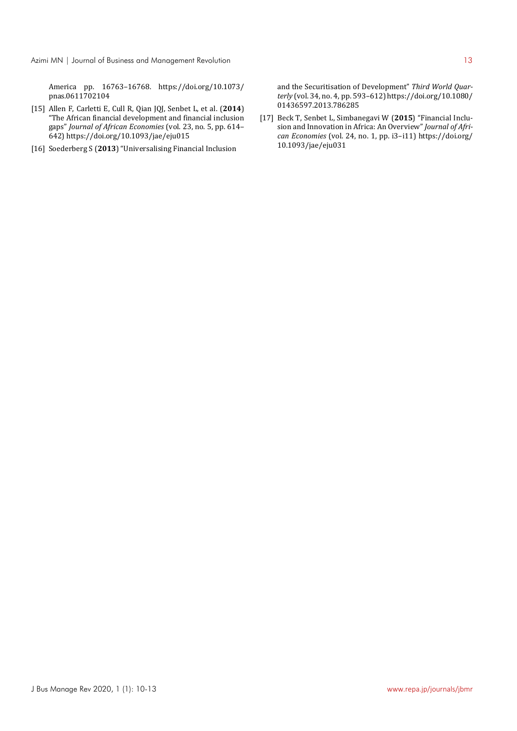America pp. 16763–16768. https://doi.org/10.1073/pnas.0611702104

[15] Allen F, Carletti E, Cull R, Qian JQJ, Senbet L, et al. (**2014**) "The African financial development and financial inclusion gaps" *Journal of African Economies* (vol. 23, no. 5, pp. 614–642) https://doi.org/10.1093/jae/eju015

[16] Soederberg S (**2013**) "Universalising Financial Inclusion and the Securitisation of Development" *Third World Quarterly* (vol. 34, no. 4, pp. 593–612) https://doi.org/10.1080/01436597.2013.786285

[17] Beck T, Senbet L, Simbanegavi W (**2015**) "Financial Inclusion and Innovation in Africa: An Overview" *Journal of African Economies* (vol. 24, no. 1, pp. i3–i11) https://doi.org/10.1093/jae/eju031